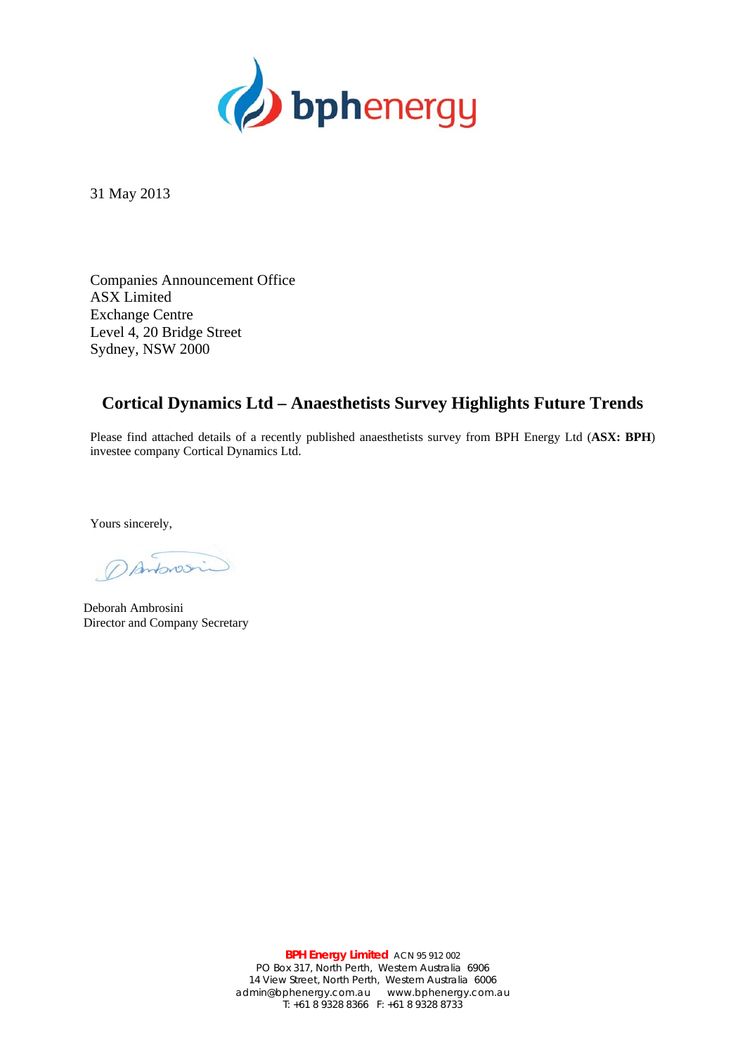31 May 2013

Companies Announcement Office
ASX Limited
Exchange Centre
Level 4, 20 Bridge Street
Sydney, NSW 2000

## Cortical Dynamics Ltd – Anaesthetists Survey Highlights Future Trends

Please find attached details of a recently published anaesthetists survey from BPH Energy Ltd (**ASX: BPH**) investee company Cortical Dynamics Ltd.

Yours sincerely,

Deborah Ambrosini
Director and Company Secretary

**BPH Energy Limited** ACN 95 912 002
PO Box 317, North Perth, Western Australia 6906
14 View Street, North Perth, Western Australia 6006
admin@bphenergy.com.au www.bphenergy.com.au
T: +61 8 9328 8366 F: +61 8 9328 8733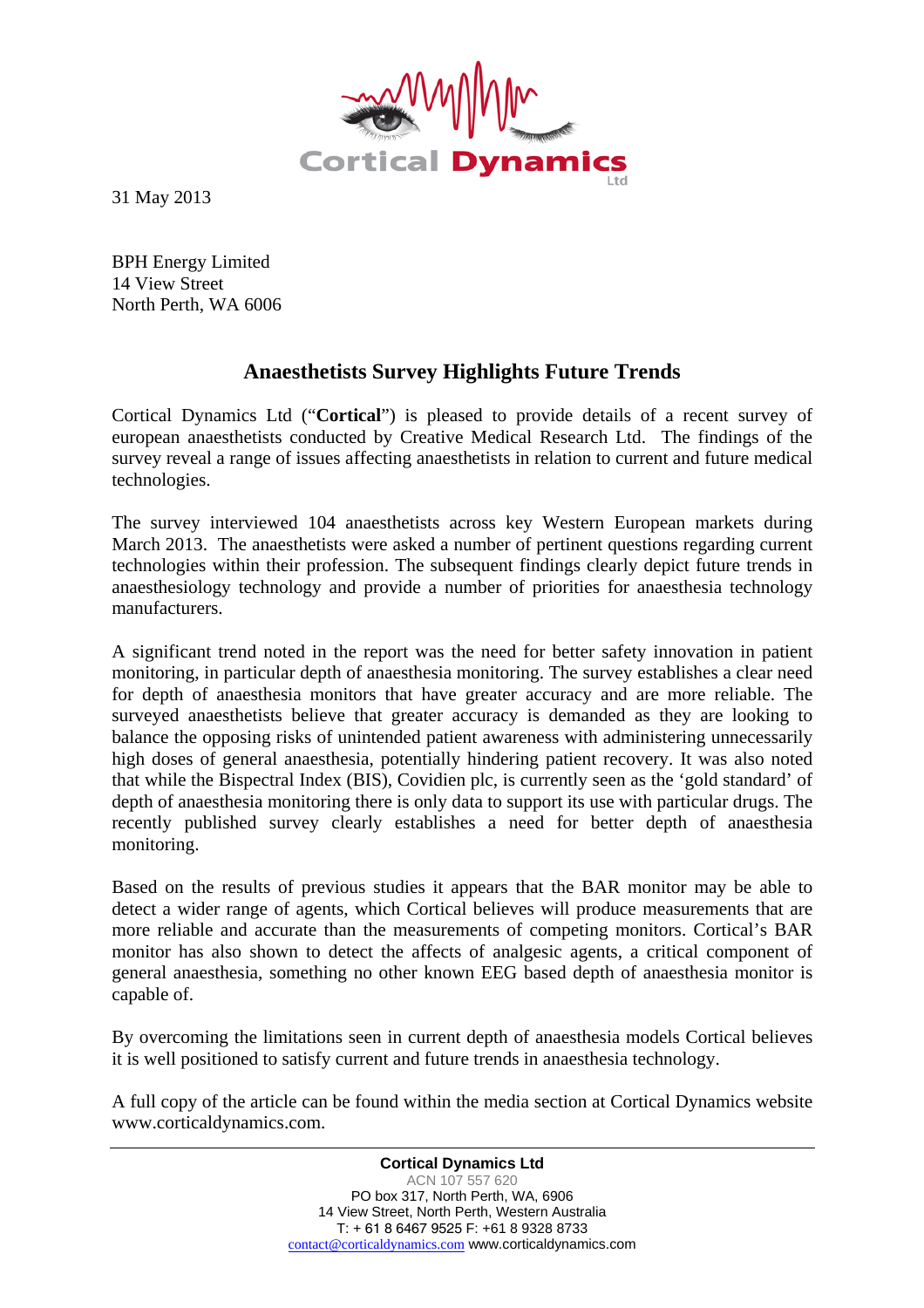31 May 2013

BPH Energy Limited
14 View Street
North Perth, WA 6006

## Anaesthetists Survey Highlights Future Trends

Cortical Dynamics Ltd ("**Cortical**") is pleased to provide details of a recent survey of european anaesthetists conducted by Creative Medical Research Ltd. The findings of the survey reveal a range of issues affecting anaesthetists in relation to current and future medical technologies.

The survey interviewed 104 anaesthetists across key Western European markets during March 2013. The anaesthetists were asked a number of pertinent questions regarding current technologies within their profession. The subsequent findings clearly depict future trends in anaesthesiology technology and provide a number of priorities for anaesthesia technology manufacturers.

A significant trend noted in the report was the need for better safety innovation in patient monitoring, in particular depth of anaesthesia monitoring. The survey establishes a clear need for depth of anaesthesia monitors that have greater accuracy and are more reliable. The surveyed anaesthetists believe that greater accuracy is demanded as they are looking to balance the opposing risks of unintended patient awareness with administering unnecessarily high doses of general anaesthesia, potentially hindering patient recovery. It was also noted that while the Bispectral Index (BIS), Covidien plc, is currently seen as the 'gold standard' of depth of anaesthesia monitoring there is only data to support its use with particular drugs. The recently published survey clearly establishes a need for better depth of anaesthesia monitoring.

Based on the results of previous studies it appears that the BAR monitor may be able to detect a wider range of agents, which Cortical believes will produce measurements that are more reliable and accurate than the measurements of competing monitors. Cortical's BAR monitor has also shown to detect the affects of analgesic agents, a critical component of general anaesthesia, something no other known EEG based depth of anaesthesia monitor is capable of.

By overcoming the limitations seen in current depth of anaesthesia models Cortical believes it is well positioned to satisfy current and future trends in anaesthesia technology.

A full copy of the article can be found within the media section at Cortical Dynamics website www.corticaldynamics.com.

**Cortical Dynamics Ltd**
ACN 107 557 620
PO box 317, North Perth, WA, 6906
14 View Street, North Perth, Western Australia
T: + 61 8 6467 9525 F: +61 8 9328 8733
contact@corticaldynamics.com www.corticaldynamics.com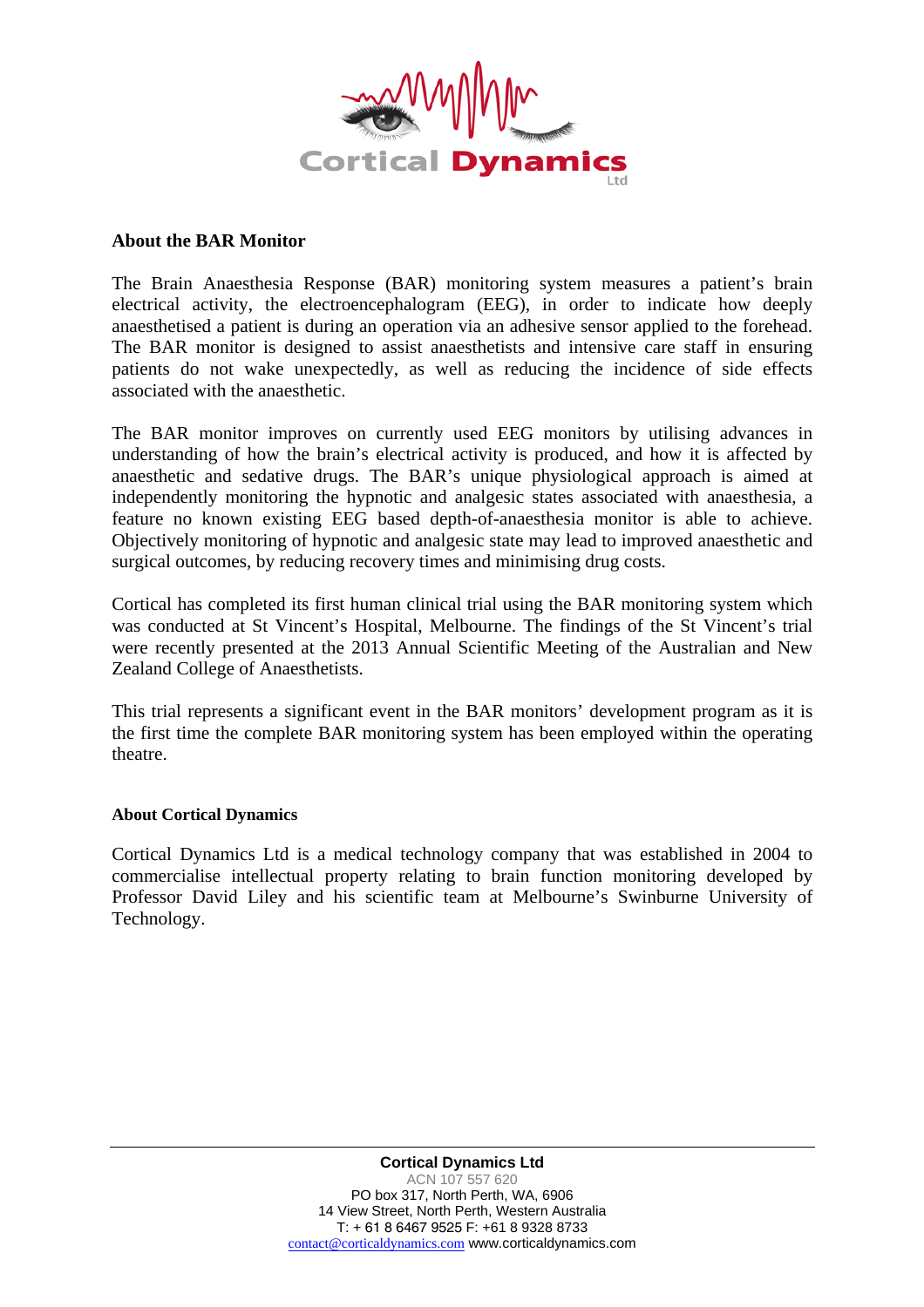## About the BAR Monitor

The Brain Anaesthesia Response (BAR) monitoring system measures a patient's brain electrical activity, the electroencephalogram (EEG), in order to indicate how deeply anaesthetised a patient is during an operation via an adhesive sensor applied to the forehead. The BAR monitor is designed to assist anaesthetists and intensive care staff in ensuring patients do not wake unexpectedly, as well as reducing the incidence of side effects associated with the anaesthetic.

The BAR monitor improves on currently used EEG monitors by utilising advances in understanding of how the brain's electrical activity is produced, and how it is affected by anaesthetic and sedative drugs. The BAR's unique physiological approach is aimed at independently monitoring the hypnotic and analgesic states associated with anaesthesia, a feature no known existing EEG based depth-of-anaesthesia monitor is able to achieve. Objectively monitoring of hypnotic and analgesic state may lead to improved anaesthetic and surgical outcomes, by reducing recovery times and minimising drug costs.

Cortical has completed its first human clinical trial using the BAR monitoring system which was conducted at St Vincent's Hospital, Melbourne. The findings of the St Vincent's trial were recently presented at the 2013 Annual Scientific Meeting of the Australian and New Zealand College of Anaesthetists.

This trial represents a significant event in the BAR monitors' development program as it is the first time the complete BAR monitoring system has been employed within the operating theatre.

### About Cortical Dynamics

Cortical Dynamics Ltd is a medical technology company that was established in 2004 to commercialise intellectual property relating to brain function monitoring developed by Professor David Liley and his scientific team at Melbourne's Swinburne University of Technology.

**Cortical Dynamics Ltd**
ACN 107 557 620
PO box 317, North Perth, WA, 6906
14 View Street, North Perth, Western Australia
T: + 61 8 6467 9525 F: +61 8 9328 8733
contact@corticaldynamics.com www.corticaldynamics.com